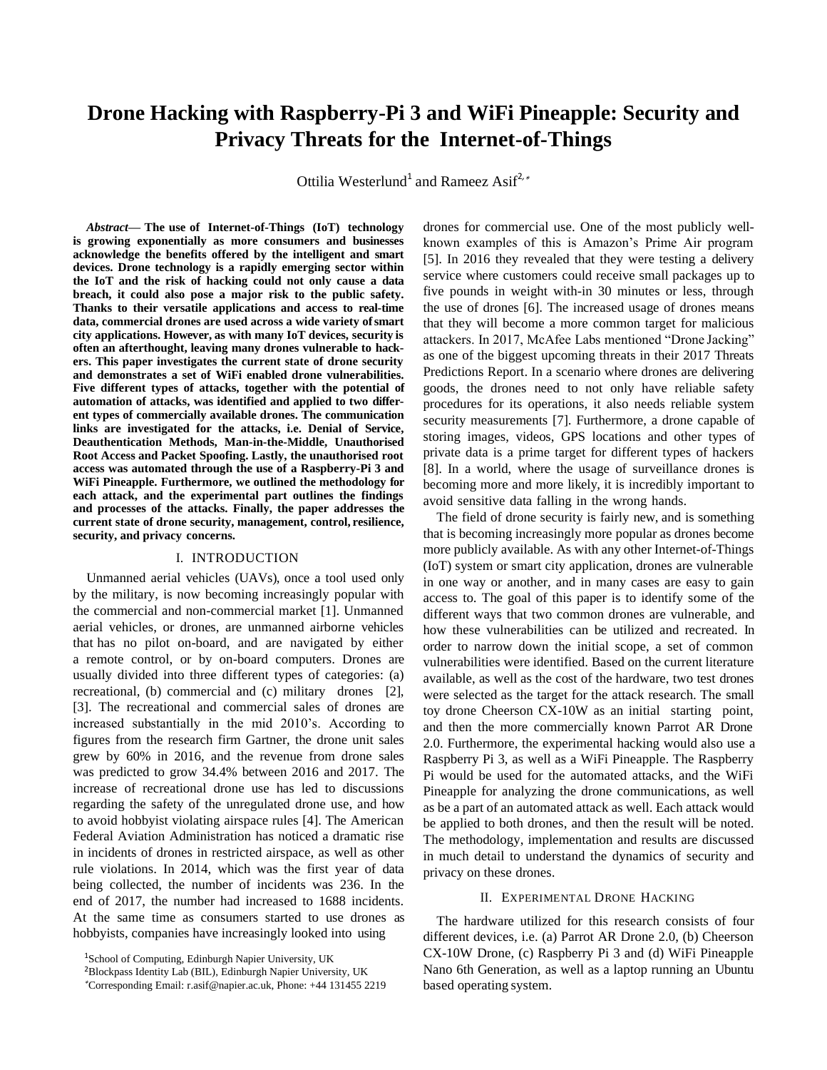# Drone Hacking with Raspberry-Pi 3 and WiFi Pineapple: Security and Privacy Threats for the Internet-of-Things

Ottilia Westerlund[1] and Rameez Asif[2,*]

***Abstract*— The use of Internet-of-Things (IoT) technology is growing exponentially as more consumers and businesses acknowledge the benefits offered by the intelligent and smart devices. Drone technology is a rapidly emerging sector within the IoT and the risk of hacking could not only cause a data breach, it could also pose a major risk to the public safety. Thanks to their versatile applications and access to real-time data, commercial drones are used across a wide variety of smart city applications. However, as with many IoT devices, security is often an afterthought, leaving many drones vulnerable to hackers. This paper investigates the current state of drone security and demonstrates a set of WiFi enabled drone vulnerabilities. Five different types of attacks, together with the potential of automation of attacks, was identified and applied to two different types of commercially available drones. The communication links are investigated for the attacks, i.e. Denial of Service, Deauthentication Methods, Man-in-the-Middle, Unauthorised Root Access and Packet Spoofing. Lastly, the unauthorised root access was automated through the use of a Raspberry-Pi 3 and WiFi Pineapple. Furthermore, we outlined the methodology for each attack, and the experimental part outlines the findings and processes of the attacks. Finally, the paper addresses the current state of drone security, management, control, resilience, security, and privacy concerns.**

## I. INTRODUCTION

Unmanned aerial vehicles (UAVs), once a tool used only by the military, is now becoming increasingly popular with the commercial and non-commercial market [1]. Unmanned aerial vehicles, or drones, are unmanned airborne vehicles that has no pilot on-board, and are navigated by either a remote control, or by on-board computers. Drones are usually divided into three different types of categories: (a) recreational, (b) commercial and (c) military drones [2], [3]. The recreational and commercial sales of drones are increased substantially in the mid 2010's. According to figures from the research firm Gartner, the drone unit sales grew by 60% in 2016, and the revenue from drone sales was predicted to grow 34.4% between 2016 and 2017. The increase of recreational drone use has led to discussions regarding the safety of the unregulated drone use, and how to avoid hobbyist violating airspace rules [4]. The American Federal Aviation Administration has noticed a dramatic rise in incidents of drones in restricted airspace, as well as other rule violations. In 2014, which was the first year of data being collected, the number of incidents was 236. In the end of 2017, the number had increased to 1688 incidents. At the same time as consumers started to use drones as hobbyists, companies have increasingly looked into using drones for commercial use. One of the most publicly well-known examples of this is Amazon's Prime Air program [5]. In 2016 they revealed that they were testing a delivery service where customers could receive small packages up to five pounds in weight with-in 30 minutes or less, through the use of drones [6]. The increased usage of drones means that they will become a more common target for malicious attackers. In 2017, McAfee Labs mentioned "Drone Jacking" as one of the biggest upcoming threats in their 2017 Threats Predictions Report. In a scenario where drones are delivering goods, the drones need to not only have reliable safety procedures for its operations, it also needs reliable system security measurements [7]. Furthermore, a drone capable of storing images, videos, GPS locations and other types of private data is a prime target for different types of hackers [8]. In a world, where the usage of surveillance drones is becoming more and more likely, it is incredibly important to avoid sensitive data falling in the wrong hands.

The field of drone security is fairly new, and is something that is becoming increasingly more popular as drones become more publicly available. As with any other Internet-of-Things (IoT) system or smart city application, drones are vulnerable in one way or another, and in many cases are easy to gain access to. The goal of this paper is to identify some of the different ways that two common drones are vulnerable, and how these vulnerabilities can be utilized and recreated. In order to narrow down the initial scope, a set of common vulnerabilities were identified. Based on the current literature available, as well as the cost of the hardware, two test drones were selected as the target for the attack research. The small toy drone Cheerson CX-10W as an initial starting point, and then the more commercially known Parrot AR Drone 2.0. Furthermore, the experimental hacking would also use a Raspberry Pi 3, as well as a WiFi Pineapple. The Raspberry Pi would be used for the automated attacks, and the WiFi Pineapple for analyzing the drone communications, as well as be a part of an automated attack as well. Each attack would be applied to both drones, and then the result will be noted. The methodology, implementation and results are discussed in much detail to understand the dynamics of security and privacy on these drones.

## II. EXPERIMENTAL DRONE HACKING

The hardware utilized for this research consists of four different devices, i.e. (a) Parrot AR Drone 2.0, (b) Cheerson CX-10W Drone, (c) Raspberry Pi 3 and (d) WiFi Pineapple Nano 6th Generation, as well as a laptop running an Ubuntu based operating system.

[1]School of Computing, Edinburgh Napier University, UK

[2]Blockpass Identity Lab (BIL), Edinburgh Napier University, UK

*Corresponding Email: r.asif@napier.ac.uk, Phone: +44 131455 2219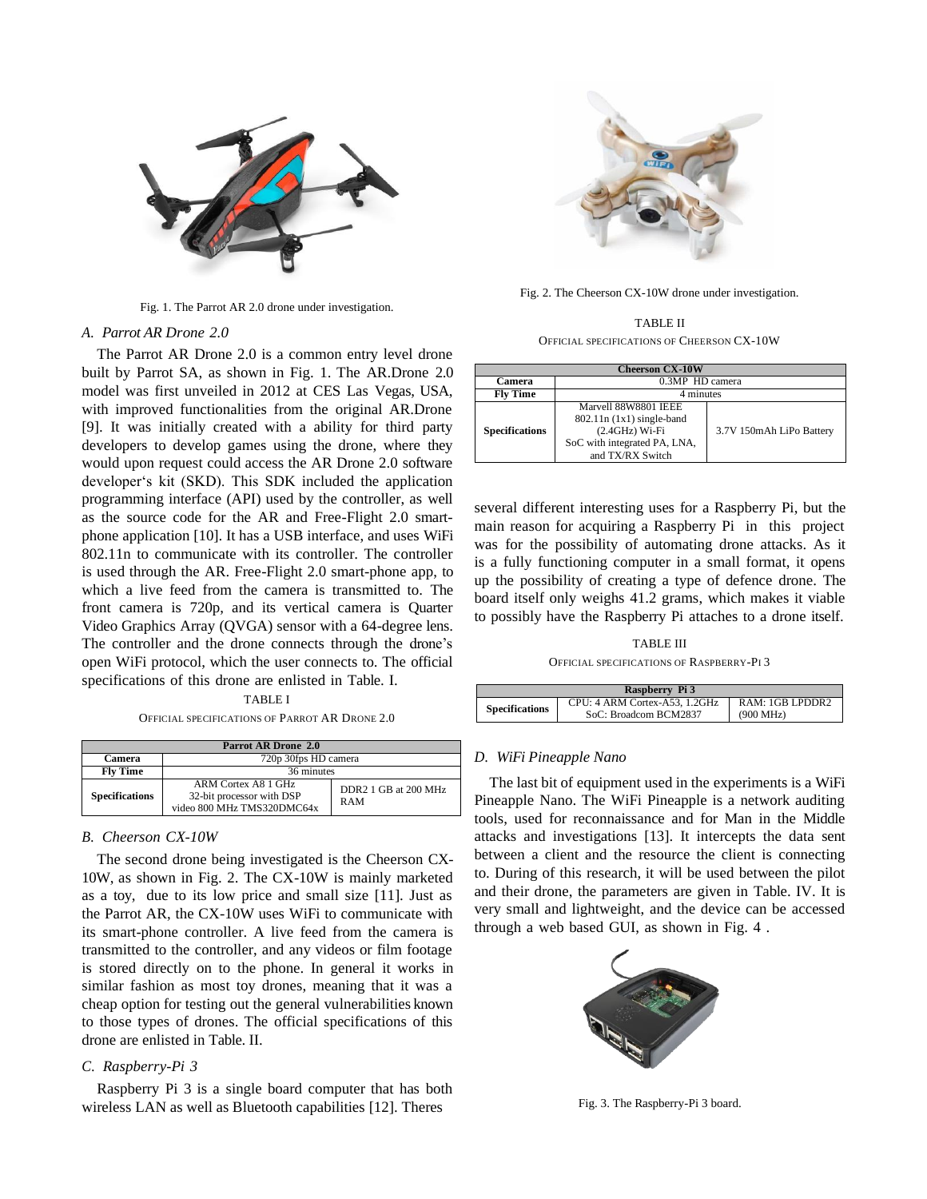Fig. 1. The Parrot AR 2.0 drone under investigation.

### A. Parrot AR Drone 2.0

The Parrot AR Drone 2.0 is a common entry level drone built by Parrot SA, as shown in Fig. 1. The AR.Drone 2.0 model was first unveiled in 2012 at CES Las Vegas, USA, with improved functionalities from the original AR.Drone [9]. It was initially created with a ability for third party developers to develop games using the drone, where they would upon request could access the AR Drone 2.0 software developer's kit (SKD). This SDK included the application programming interface (API) used by the controller, as well as the source code for the AR and Free-Flight 2.0 smart-phone application [10]. It has a USB interface, and uses WiFi 802.11n to communicate with its controller. The controller is used through the AR. Free-Flight 2.0 smart-phone app, to which a live feed from the camera is transmitted to. The front camera is 720p, and its vertical camera is Quarter Video Graphics Array (QVGA) sensor with a 64-degree lens. The controller and the drone connects through the drone's open WiFi protocol, which the user connects to. The official specifications of this drone are enlisted in Table. I.

TABLE I
OFFICIAL SPECIFICATIONS OF PARROT AR DRONE 2.0

| Parrot AR Drone 2.0 | | |
|---|---|---|
| **Camera** | 720p 30fps HD camera | |
| **Fly Time** | 36 minutes | |
| **Specifications** | ARM Cortex A8 1 GHz 32-bit processor with DSP video 800 MHz TMS320DMC64x | DDR2 1 GB at 200 MHz RAM |

### B. Cheerson CX-10W

The second drone being investigated is the Cheerson CX-10W, as shown in Fig. 2. The CX-10W is mainly marketed as a toy, due to its low price and small size [11]. Just as the Parrot AR, the CX-10W uses WiFi to communicate with its smart-phone controller. A live feed from the camera is transmitted to the controller, and any videos or film footage is stored directly on to the phone. In general it works in similar fashion as most toy drones, meaning that it was a cheap option for testing out the general vulnerabilities known to those types of drones. The official specifications of this drone are enlisted in Table. II.

### C. Raspberry-Pi 3

Raspberry Pi 3 is a single board computer that has both wireless LAN as well as Bluetooth capabilities [12]. Theres several different interesting uses for a Raspberry Pi, but the main reason for acquiring a Raspberry Pi in this project was for the possibility of automating drone attacks. As it is a fully functioning computer in a small format, it opens up the possibility of creating a type of defence drone. The board itself only weighs 41.2 grams, which makes it viable to possibly have the Raspberry Pi attaches to a drone itself.

Fig. 2. The Cheerson CX-10W drone under investigation.

TABLE II
OFFICIAL SPECIFICATIONS OF CHEERSON CX-10W

| Cheerson CX-10W | | |
|---|---|---|
| **Camera** | 0.3MP HD camera | |
| **Fly Time** | 4 minutes | |
| **Specifications** | Marvell 88W8801 IEEE 802.11n (1x1) single-band (2.4GHz) Wi-Fi SoC with integrated PA, LNA, and TX/RX Switch | 3.7V 150mAh LiPo Battery |

TABLE III
OFFICIAL SPECIFICATIONS OF RASPBERRY-PI 3

| Raspberry Pi 3 | | |
|---|---|---|
| **Specifications** | CPU: 4 ARM Cortex-A53, 1.2GHz SoC: Broadcom BCM2837 | RAM: 1GB LPDDR2 (900 MHz) |

### D. WiFi Pineapple Nano

The last bit of equipment used in the experiments is a WiFi Pineapple Nano. The WiFi Pineapple is a network auditing tools, used for reconnaissance and for Man in the Middle attacks and investigations [13]. It intercepts the data sent between a client and the resource the client is connecting to. During of this research, it will be used between the pilot and their drone, the parameters are given in Table. IV. It is very small and lightweight, and the device can be accessed through a web based GUI, as shown in Fig. 4 .

Fig. 3. The Raspberry-Pi 3 board.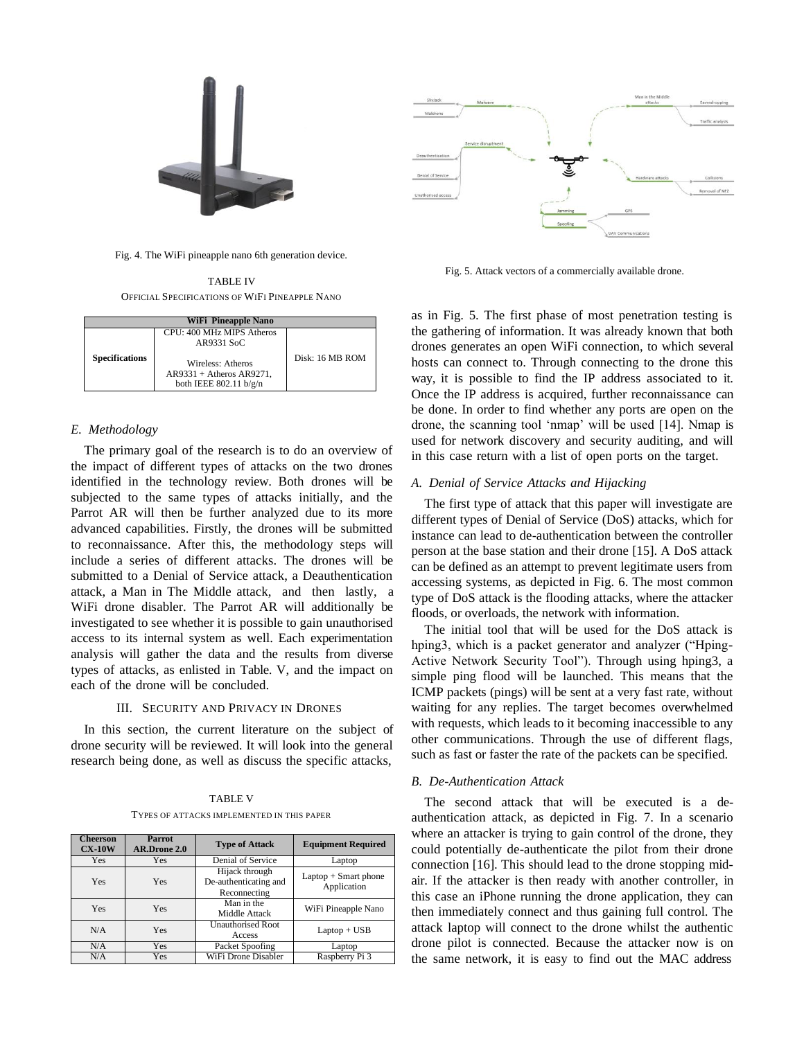Fig. 4. The WiFi pineapple nano 6th generation device.

TABLE IV

OFFICIAL SPECIFICATIONS OF WIFI PINEAPPLE NANO

| WiFi Pineapple Nano | | |
|---|---|---|
| Specifications | CPU: 400 MHz MIPS Atheros AR9331 SoC<br><br>Wireless: Atheros AR9331 + Atheros AR9271, both IEEE 802.11 b/g/n | Disk: 16 MB ROM |

### E. Methodology

The primary goal of the research is to do an overview of the impact of different types of attacks on the two drones identified in the technology review. Both drones will be subjected to the same types of attacks initially, and the Parrot AR will then be further analyzed due to its more advanced capabilities. Firstly, the drones will be submitted to reconnaissance. After this, the methodology steps will include a series of different attacks. The drones will be submitted to a Denial of Service attack, a Deauthentication attack, a Man in The Middle attack, and then lastly, a WiFi drone disabler. The Parrot AR will additionally be investigated to see whether it is possible to gain unauthorised access to its internal system as well. Each experimentation analysis will gather the data and the results from diverse types of attacks, as enlisted in Table. V, and the impact on each of the drone will be concluded.

## III. Security and Privacy in Drones

In this section, the current literature on the subject of drone security will be reviewed. It will look into the general research being done, as well as discuss the specific attacks,

TABLE V

TYPES OF ATTACKS IMPLEMENTED IN THIS PAPER

| Cheerson CX-10W | Parrot AR.Drone 2.0 | Type of Attack | Equipment Required |
|---|---|---|---|
| Yes | Yes | Denial of Service | Laptop |
| Yes | Yes | Hijack through De-authenticating and Reconnecting | Laptop + Smart phone Application |
| Yes | Yes | Man in the Middle Attack | WiFi Pineapple Nano |
| N/A | Yes | Unauthorised Root Access | Laptop + USB |
| N/A | Yes | Packet Spoofing | Laptop |
| N/A | Yes | WiFi Drone Disabler | Raspberry Pi 3 |

Fig. 5. Attack vectors of a commercially available drone.

as in Fig. 5. The first phase of most penetration testing is the gathering of information. It was already known that both drones generates an open WiFi connection, to which several hosts can connect to. Through connecting to the drone this way, it is possible to find the IP address associated to it. Once the IP address is acquired, further reconnaissance can be done. In order to find whether any ports are open on the drone, the scanning tool 'nmap' will be used [14]. Nmap is used for network discovery and security auditing, and will in this case return with a list of open ports on the target.

### A. Denial of Service Attacks and Hijacking

The first type of attack that this paper will investigate are different types of Denial of Service (DoS) attacks, which for instance can lead to de-authentication between the controller person at the base station and their drone [15]. A DoS attack can be defined as an attempt to prevent legitimate users from accessing systems, as depicted in Fig. 6. The most common type of DoS attack is the flooding attacks, where the attacker floods, or overloads, the network with information.

The initial tool that will be used for the DoS attack is hping3, which is a packet generator and analyzer ("Hping-Active Network Security Tool"). Through using hping3, a simple ping flood will be launched. This means that the ICMP packets (pings) will be sent at a very fast rate, without waiting for any replies. The target becomes overwhelmed with requests, which leads to it becoming inaccessible to any other communications. Through the use of different flags, such as fast or faster the rate of the packets can be specified.

### B. De-Authentication Attack

The second attack that will be executed is a de-authentication attack, as depicted in Fig. 7. In a scenario where an attacker is trying to gain control of the drone, they could potentially de-authenticate the pilot from their drone connection [16]. This should lead to the drone stopping mid-air. If the attacker is then ready with another controller, in this case an iPhone running the drone application, they can then immediately connect and thus gaining full control. The attack laptop will connect to the drone whilst the authentic drone pilot is connected. Because the attacker now is on the same network, it is easy to find out the MAC address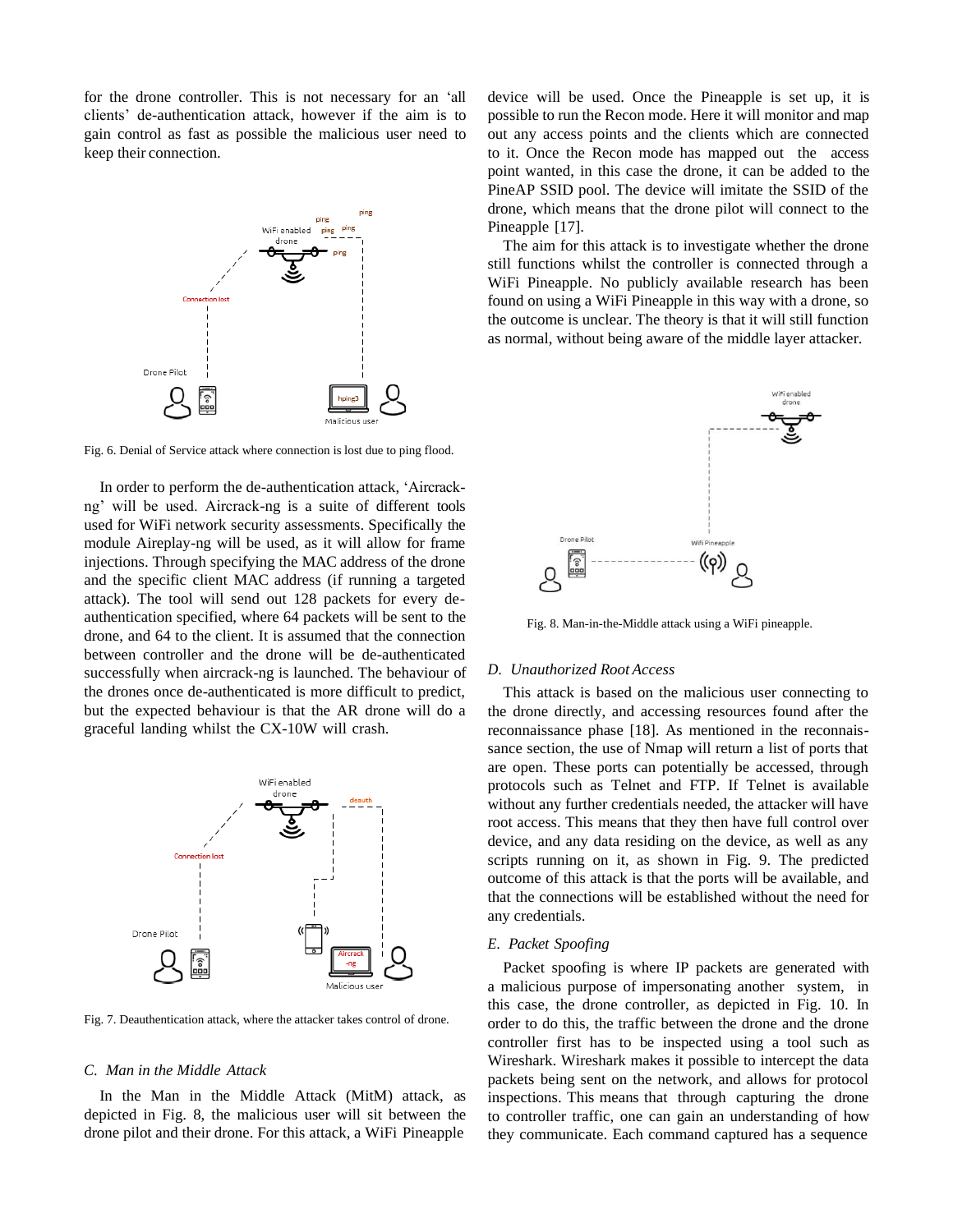for the drone controller. This is not necessary for an 'all clients' de-authentication attack, however if the aim is to gain control as fast as possible the malicious user need to keep their connection.

Fig. 6. Denial of Service attack where connection is lost due to ping flood.

In order to perform the de-authentication attack, 'Aircrack-ng' will be used. Aircrack-ng is a suite of different tools used for WiFi network security assessments. Specifically the module Aireplay-ng will be used, as it will allow for frame injections. Through specifying the MAC address of the drone and the specific client MAC address (if running a targeted attack). The tool will send out 128 packets for every de-authentication specified, where 64 packets will be sent to the drone, and 64 to the client. It is assumed that the connection between controller and the drone will be de-authenticated successfully when aircrack-ng is launched. The behaviour of the drones once de-authenticated is more difficult to predict, but the expected behaviour is that the AR drone will do a graceful landing whilst the CX-10W will crash.

Fig. 7. Deauthentication attack, where the attacker takes control of drone.

### C. Man in the Middle Attack

In the Man in the Middle Attack (MitM) attack, as depicted in Fig. 8, the malicious user will sit between the drone pilot and their drone. For this attack, a WiFi Pineapple device will be used. Once the Pineapple is set up, it is possible to run the Recon mode. Here it will monitor and map out any access points and the clients which are connected to it. Once the Recon mode has mapped out the access point wanted, in this case the drone, it can be added to the PineAP SSID pool. The device will imitate the SSID of the drone, which means that the drone pilot will connect to the Pineapple [17].

The aim for this attack is to investigate whether the drone still functions whilst the controller is connected through a WiFi Pineapple. No publicly available research has been found on using a WiFi Pineapple in this way with a drone, so the outcome is unclear. The theory is that it will still function as normal, without being aware of the middle layer attacker.

Fig. 8. Man-in-the-Middle attack using a WiFi pineapple.

### D. Unauthorized Root Access

This attack is based on the malicious user connecting to the drone directly, and accessing resources found after the reconnaissance phase [18]. As mentioned in the reconnaissance section, the use of Nmap will return a list of ports that are open. These ports can potentially be accessed, through protocols such as Telnet and FTP. If Telnet is available without any further credentials needed, the attacker will have root access. This means that they then have full control over device, and any data residing on the device, as well as any scripts running on it, as shown in Fig. 9. The predicted outcome of this attack is that the ports will be available, and that the connections will be established without the need for any credentials.

### E. Packet Spoofing

Packet spoofing is where IP packets are generated with a malicious purpose of impersonating another system, in this case, the drone controller, as depicted in Fig. 10. In order to do this, the traffic between the drone and the drone controller first has to be inspected using a tool such as Wireshark. Wireshark makes it possible to intercept the data packets being sent on the network, and allows for protocol inspections. This means that through capturing the drone to controller traffic, one can gain an understanding of how they communicate. Each command captured has a sequence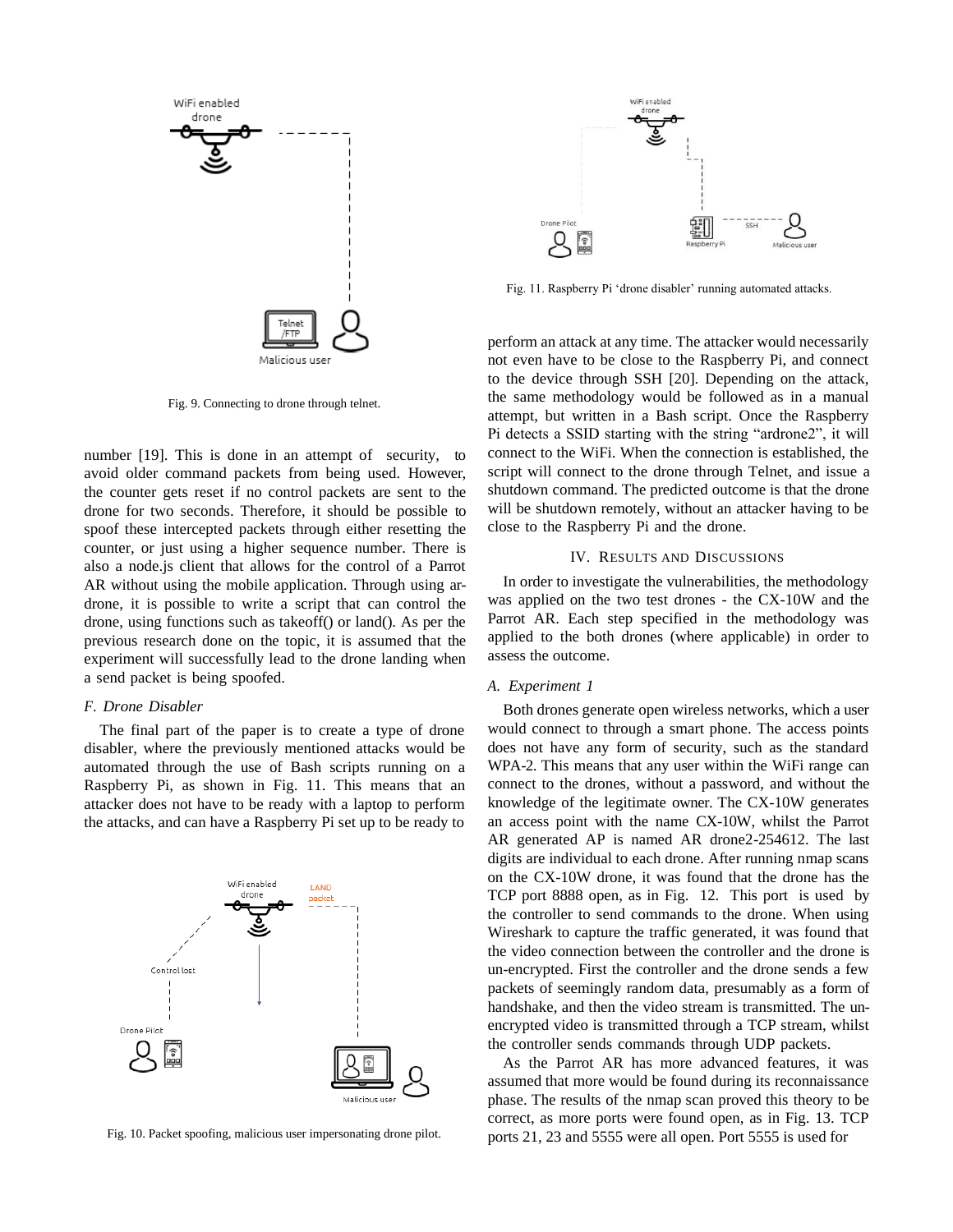Fig. 9. Connecting to drone through telnet.

number [19]. This is done in an attempt of security, to avoid older command packets from being used. However, the counter gets reset if no control packets are sent to the drone for two seconds. Therefore, it should be possible to spoof these intercepted packets through either resetting the counter, or just using a higher sequence number. There is also a node.js client that allows for the control of a Parrot AR without using the mobile application. Through using ar-drone, it is possible to write a script that can control the drone, using functions such as takeoff() or land(). As per the previous research done on the topic, it is assumed that the experiment will successfully lead to the drone landing when a send packet is being spoofed.

### F. Drone Disabler

The final part of the paper is to create a type of drone disabler, where the previously mentioned attacks would be automated through the use of Bash scripts running on a Raspberry Pi, as shown in Fig. 11. This means that an attacker does not have to be ready with a laptop to perform the attacks, and can have a Raspberry Pi set up to be ready to perform an attack at any time. The attacker would necessarily not even have to be close to the Raspberry Pi, and connect to the device through SSH [20]. Depending on the attack, the same methodology would be followed as in a manual attempt, but written in a Bash script. Once the Raspberry Pi detects a SSID starting with the string "ardrone2", it will connect to the WiFi. When the connection is established, the script will connect to the drone through Telnet, and issue a shutdown command. The predicted outcome is that the drone will be shutdown remotely, without an attacker having to be close to the Raspberry Pi and the drone.

Fig. 10. Packet spoofing, malicious user impersonating drone pilot.

Fig. 11. Raspberry Pi 'drone disabler' running automated attacks.

## IV. Results and Discussions

In order to investigate the vulnerabilities, the methodology was applied on the two test drones - the CX-10W and the Parrot AR. Each step specified in the methodology was applied to the both drones (where applicable) in order to assess the outcome.

### A. Experiment 1

Both drones generate open wireless networks, which a user would connect to through a smart phone. The access points does not have any form of security, such as the standard WPA-2. This means that any user within the WiFi range can connect to the drones, without a password, and without the knowledge of the legitimate owner. The CX-10W generates an access point with the name CX-10W, whilst the Parrot AR generated AP is named AR drone2-254612. The last digits are individual to each drone. After running nmap scans on the CX-10W drone, it was found that the drone has the TCP port 8888 open, as in Fig. 12. This port is used by the controller to send commands to the drone. When using Wireshark to capture the traffic generated, it was found that the video connection between the controller and the drone is un-encrypted. First the controller and the drone sends a few packets of seemingly random data, presumably as a form of handshake, and then the video stream is transmitted. The un-encrypted video is transmitted through a TCP stream, whilst the controller sends commands through UDP packets.

As the Parrot AR has more advanced features, it was assumed that more would be found during its reconnaissance phase. The results of the nmap scan proved this theory to be correct, as more ports were found open, as in Fig. 13. TCP ports 21, 23 and 5555 were all open. Port 5555 is used for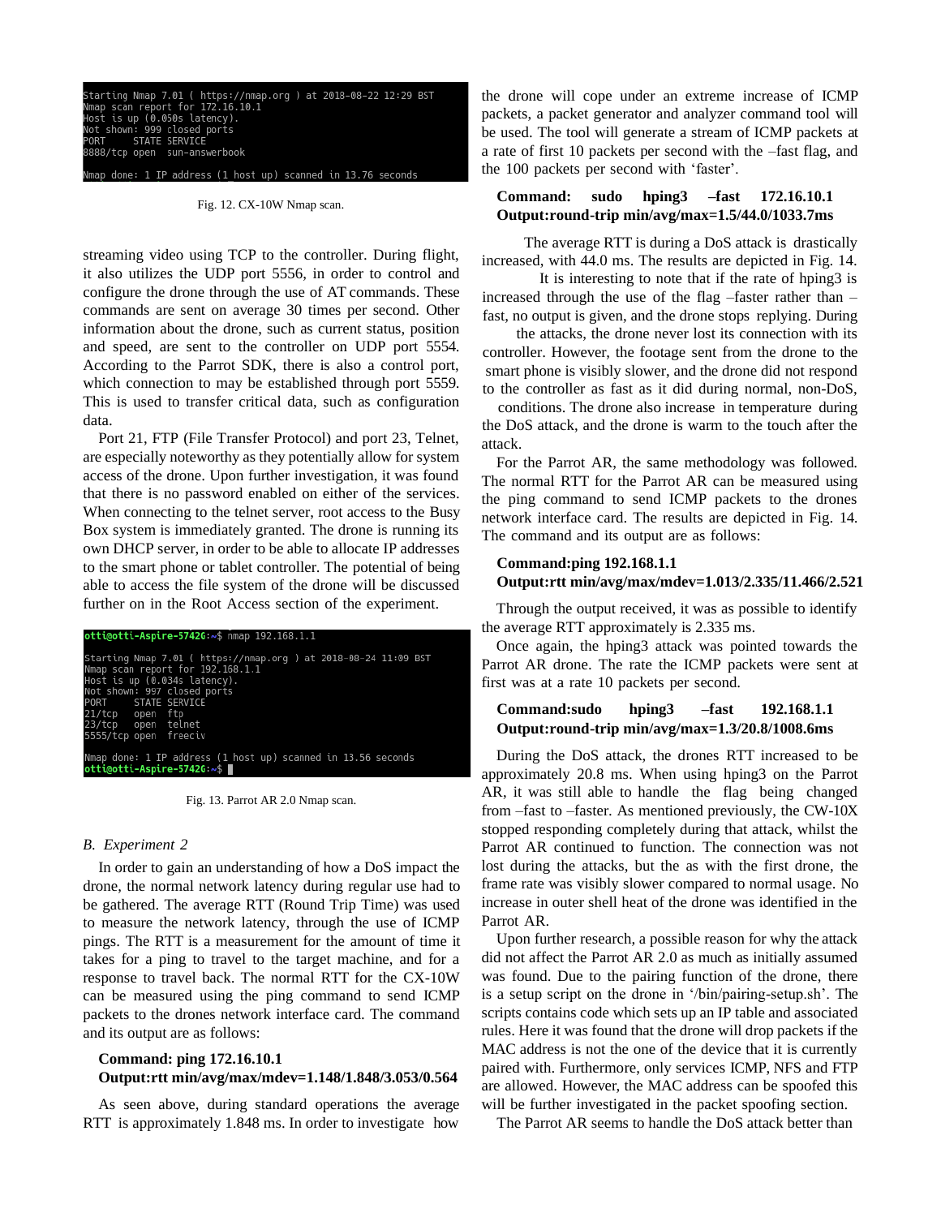```
Starting Nmap 7.01 ( https://nmap.org ) at 2018-08-22 12:29 BST
Nmap scan report for 172.16.10.1
Host is up (0.050s latency).
Not shown: 999 closed ports
PORT     STATE SERVICE
8888/tcp open  sun-answerbook

Nmap done: 1 IP address (1 host up) scanned in 13.76 seconds
```

Fig. 12. CX-10W Nmap scan.

streaming video using TCP to the controller. During flight, it also utilizes the UDP port 5556, in order to control and configure the drone through the use of AT commands. These commands are sent on average 30 times per second. Other information about the drone, such as current status, position and speed, are sent to the controller on UDP port 5554. According to the Parrot SDK, there is also a control port, which connection to may be established through port 5559. This is used to transfer critical data, such as configuration data.

Port 21, FTP (File Transfer Protocol) and port 23, Telnet, are especially noteworthy as they potentially allow for system access of the drone. Upon further investigation, it was found that there is no password enabled on either of the services. When connecting to the telnet server, root access to the Busy Box system is immediately granted. The drone is running its own DHCP server, in order to be able to allocate IP addresses to the smart phone or tablet controller. The potential of being able to access the file system of the drone will be discussed further on in the Root Access section of the experiment.

```
otti@otti-Aspire-5742G:~$ nmap 192.168.1.1

Starting Nmap 7.01 ( https://nmap.org ) at 2018-08-24 11:09 BST
Nmap scan report for 192.168.1.1
Host is up (0.034s latency).
Not shown: 997 closed ports
PORT     STATE SERVICE
21/tcp   open  ftp
23/tcp   open  telnet
5555/tcp open  freeciv

Nmap done: 1 IP address (1 host up) scanned in 13.56 seconds
otti@otti-Aspire-5742G:~$
```

Fig. 13. Parrot AR 2.0 Nmap scan.

### *B. Experiment 2*

In order to gain an understanding of how a DoS impact the drone, the normal network latency during regular use had to be gathered. The average RTT (Round Trip Time) was used to measure the network latency, through the use of ICMP pings. The RTT is a measurement for the amount of time it takes for a ping to travel to the target machine, and for a response to travel back. The normal RTT for the CX-10W can be measured using the ping command to send ICMP packets to the drones network interface card. The command and its output are as follows:

**Command: ping 172.16.10.1**
**Output:rtt min/avg/max/mdev=1.148/1.848/3.053/0.564**

As seen above, during standard operations the average RTT is approximately 1.848 ms. In order to investigate how the drone will cope under an extreme increase of ICMP packets, a packet generator and analyzer command tool will be used. The tool will generate a stream of ICMP packets at a rate of first 10 packets per second with the –fast flag, and the 100 packets per second with 'faster'.

**Command: sudo hping3 –fast 172.16.10.1**
**Output:round-trip min/avg/max=1.5/44.0/1033.7ms**

The average RTT is during a DoS attack is drastically increased, with 44.0 ms. The results are depicted in Fig. 14.

It is interesting to note that if the rate of hping3 is increased through the use of the flag –faster rather than –fast, no output is given, and the drone stops replying. During the attacks, the drone never lost its connection with its controller. However, the footage sent from the drone to the smart phone is visibly slower, and the drone did not respond to the controller as fast as it did during normal, non-DoS, conditions. The drone also increase in temperature during the DoS attack, and the drone is warm to the touch after the attack.

For the Parrot AR, the same methodology was followed. The normal RTT for the Parrot AR can be measured using the ping command to send ICMP packets to the drones network interface card. The results are depicted in Fig. 14. The command and its output are as follows:

**Command:ping 192.168.1.1**
**Output:rtt min/avg/max/mdev=1.013/2.335/11.466/2.521**

Through the output received, it was as possible to identify the average RTT approximately is 2.335 ms.

Once again, the hping3 attack was pointed towards the Parrot AR drone. The rate the ICMP packets were sent at first was at a rate 10 packets per second.

**Command:sudo hping3 –fast 192.168.1.1**
**Output:round-trip min/avg/max=1.3/20.8/1008.6ms**

During the DoS attack, the drones RTT increased to be approximately 20.8 ms. When using hping3 on the Parrot AR, it was still able to handle the flag being changed from –fast to –faster. As mentioned previously, the CW-10X stopped responding completely during that attack, whilst the Parrot AR continued to function. The connection was not lost during the attacks, but the as with the first drone, the frame rate was visibly slower compared to normal usage. No increase in outer shell heat of the drone was identified in the Parrot AR.

Upon further research, a possible reason for why the attack did not affect the Parrot AR 2.0 as much as initially assumed was found. Due to the pairing function of the drone, there is a setup script on the drone in '/bin/pairing-setup.sh'. The scripts contains code which sets up an IP table and associated rules. Here it was found that the drone will drop packets if the MAC address is not the one of the device that it is currently paired with. Furthermore, only services ICMP, NFS and FTP are allowed. However, the MAC address can be spoofed this will be further investigated in the packet spoofing section.

The Parrot AR seems to handle the DoS attack better than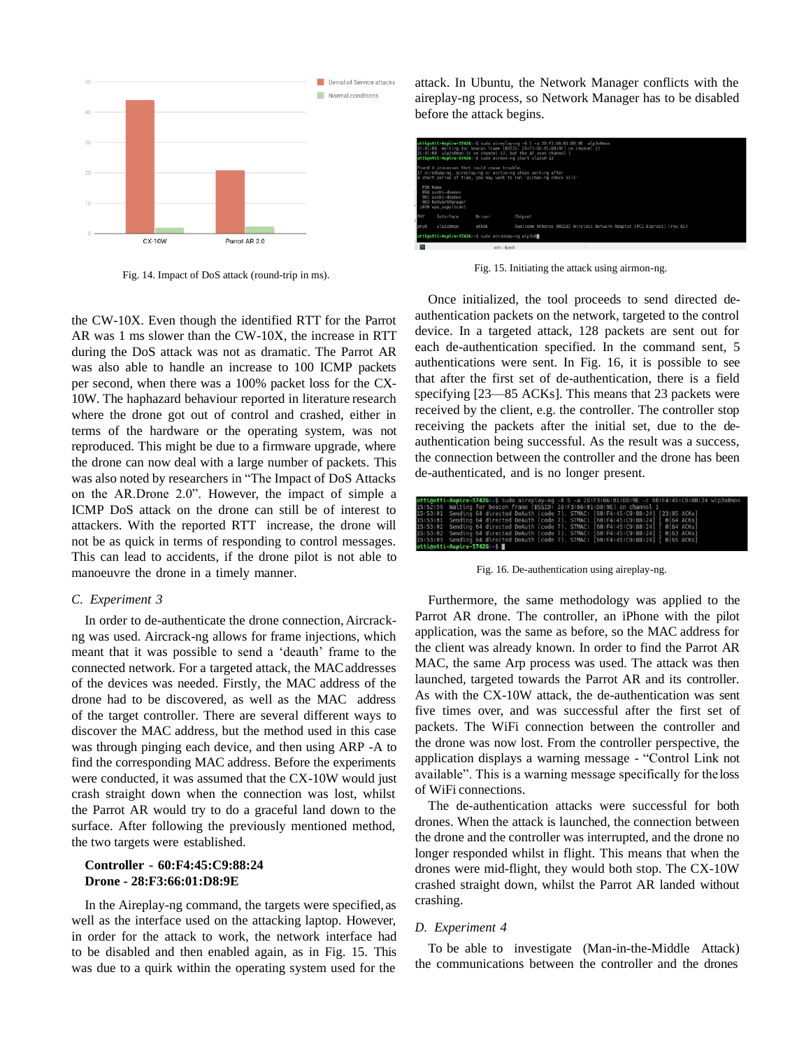Fig. 14. Impact of DoS attack (round-trip in ms).

the CW-10X. Even though the identified RTT for the Parrot AR was 1 ms slower than the CW-10X, the increase in RTT during the DoS attack was not as dramatic. The Parrot AR was also able to handle an increase to 100 ICMP packets per second, when there was a 100% packet loss for the CX-10W. The haphazard behaviour reported in literature research where the drone got out of control and crashed, either in terms of the hardware or the operating system, was not reproduced. This might be due to a firmware upgrade, where the drone can now deal with a large number of packets. This was also noted by researchers in "The Impact of DoS Attacks on the AR.Drone 2.0". However, the impact of simple a ICMP DoS attack on the drone can still be of interest to attackers. With the reported RTT increase, the drone will not be as quick in terms of responding to control messages. This can lead to accidents, if the drone pilot is not able to manoeuvre the drone in a timely manner.

### C. *Experiment 3*

In order to de-authenticate the drone connection, Aircrack-ng was used. Aircrack-ng allows for frame injections, which meant that it was possible to send a 'deauth' frame to the connected network. For a targeted attack, the MAC addresses of the devices was needed. Firstly, the MAC address of the drone had to be discovered, as well as the MAC address of the target controller. There are several different ways to discover the MAC address, but the method used in this case was through pinging each device, and then using ARP -A to find the corresponding MAC address. Before the experiments were conducted, it was assumed that the CX-10W would just crash straight down when the connection was lost, whilst the Parrot AR would try to do a graceful land down to the surface. After following the previously mentioned method, the two targets were established.

**Controller - 60:F4:45:C9:88:24**
**Drone - 28:F3:66:01:D8:9E**

In the Aireplay-ng command, the targets were specified, as well as the interface used on the attacking laptop. However, in order for the attack to work, the network interface had to be disabled and then enabled again, as in Fig. 15. This was due to a quirk within the operating system used for the attack. In Ubuntu, the Network Manager conflicts with the aireplay-ng process, so Network Manager has to be disabled before the attack begins.

Fig. 15. Initiating the attack using airmon-ng.

Once initialized, the tool proceeds to send directed de-authentication packets on the network, targeted to the control device. In a targeted attack, 128 packets are sent out for each de-authentication specified. In the command sent, 5 authentications were sent. In Fig. 16, it is possible to see that after the first set of de-authentication, there is a field specifying [23—85 ACKs]. This means that 23 packets were received by the client, e.g. the controller. The controller stop receiving the packets after the initial set, due to the de-authentication being successful. As the result was a success, the connection between the controller and the drone has been de-authenticated, and is no longer present.

Fig. 16. De-authentication using aireplay-ng.

Furthermore, the same methodology was applied to the Parrot AR drone. The controller, an iPhone with the pilot application, was the same as before, so the MAC address for the client was already known. In order to find the Parrot AR MAC, the same Arp process was used. The attack was then launched, targeted towards the Parrot AR and its controller. As with the CX-10W attack, the de-authentication was sent five times over, and was successful after the first set of packets. The WiFi connection between the controller and the drone was now lost. From the controller perspective, the application displays a warning message - "Control Link not available". This is a warning message specifically for the loss of WiFi connections.

The de-authentication attacks were successful for both drones. When the attack is launched, the connection between the drone and the controller was interrupted, and the drone no longer responded whilst in flight. This means that when the drones were mid-flight, they would both stop. The CX-10W crashed straight down, whilst the Parrot AR landed without crashing.

### D. *Experiment 4*

To be able to investigate (Man-in-the-Middle Attack) the communications between the controller and the drones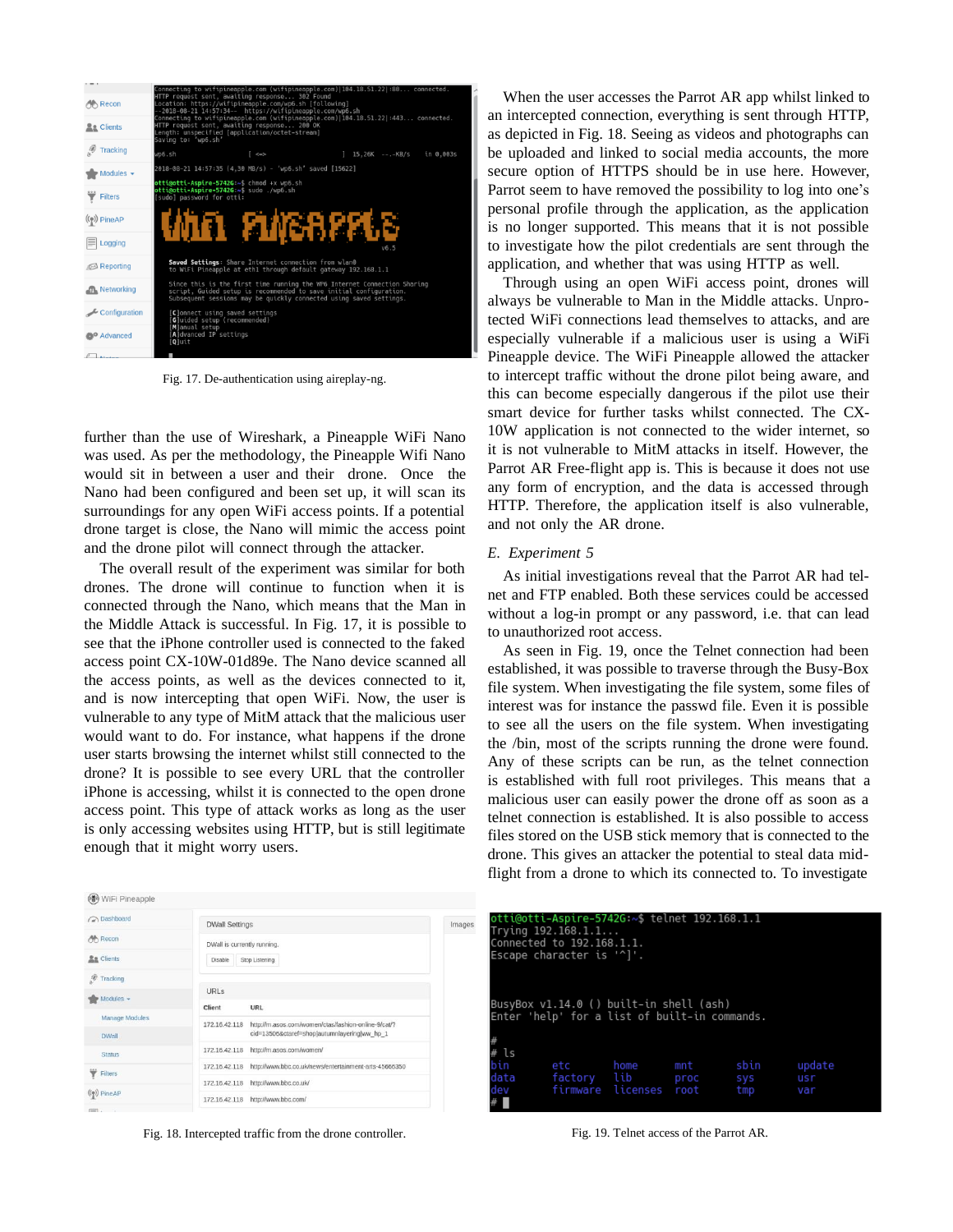Fig. 17. De-authentication using aireplay-ng.

further than the use of Wireshark, a Pineapple WiFi Nano was used. As per the methodology, the Pineapple Wifi Nano would sit in between a user and their drone. Once the Nano had been configured and been set up, it will scan its surroundings for any open WiFi access points. If a potential drone target is close, the Nano will mimic the access point and the drone pilot will connect through the attacker.

The overall result of the experiment was similar for both drones. The drone will continue to function when it is connected through the Nano, which means that the Man in the Middle Attack is successful. In Fig. 17, it is possible to see that the iPhone controller used is connected to the faked access point CX-10W-01d89e. The Nano device scanned all the access points, as well as the devices connected to it, and is now intercepting that open WiFi. Now, the user is vulnerable to any type of MitM attack that the malicious user would want to do. For instance, what happens if the drone user starts browsing the internet whilst still connected to the drone? It is possible to see every URL that the controller iPhone is accessing, whilst it is connected to the open drone access point. This type of attack works as long as the user is only accessing websites using HTTP, but is still legitimate enough that it might worry users.

Fig. 18. Intercepted traffic from the drone controller.

When the user accesses the Parrot AR app whilst linked to an intercepted connection, everything is sent through HTTP, as depicted in Fig. 18. Seeing as videos and photographs can be uploaded and linked to social media accounts, the more secure option of HTTPS should be in use here. However, Parrot seem to have removed the possibility to log into one's personal profile through the application, as the application is no longer supported. This means that it is not possible to investigate how the pilot credentials are sent through the application, and whether that was using HTTP as well.

Through using an open WiFi access point, drones will always be vulnerable to Man in the Middle attacks. Unprotected WiFi connections lead themselves to attacks, and are especially vulnerable if a malicious user is using a WiFi Pineapple device. The WiFi Pineapple allowed the attacker to intercept traffic without the drone pilot being aware, and this can become especially dangerous if the pilot use their smart device for further tasks whilst connected. The CX-10W application is not connected to the wider internet, so it is not vulnerable to MitM attacks in itself. However, the Parrot AR Free-flight app is. This is because it does not use any form of encryption, and the data is accessed through HTTP. Therefore, the application itself is also vulnerable, and not only the AR drone.

### *E. Experiment 5*

As initial investigations reveal that the Parrot AR had telnet and FTP enabled. Both these services could be accessed without a log-in prompt or any password, i.e. that can lead to unauthorized root access.

As seen in Fig. 19, once the Telnet connection had been established, it was possible to traverse through the Busy-Box file system. When investigating the file system, some files of interest was for instance the passwd file. Even it is possible to see all the users on the file system. When investigating the /bin, most of the scripts running the drone were found. Any of these scripts can be run, as the telnet connection is established with full root privileges. This means that a malicious user can easily power the drone off as soon as a telnet connection is established. It is also possible to access files stored on the USB stick memory that is connected to the drone. This gives an attacker the potential to steal data mid-flight from a drone to which its connected to. To investigate

Fig. 19. Telnet access of the Parrot AR.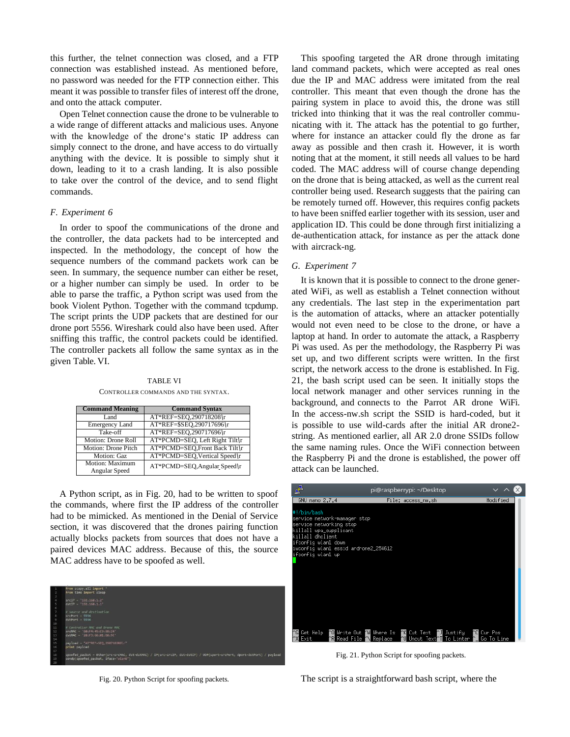this further, the telnet connection was closed, and a FTP connection was established instead. As mentioned before, no password was needed for the FTP connection either. This meant it was possible to transfer files of interest off the drone, and onto the attack computer.

Open Telnet connection cause the drone to be vulnerable to a wide range of different attacks and malicious uses. Anyone with the knowledge of the drone's static IP address can simply connect to the drone, and have access to do virtually anything with the device. It is possible to simply shut it down, leading to it to a crash landing. It is also possible to take over the control of the device, and to send flight commands.

### F. Experiment 6

In order to spoof the communications of the drone and the controller, the data packets had to be intercepted and inspected. In the methodology, the concept of how the sequence numbers of the command packets work can be seen. In summary, the sequence number can either be reset, or a higher number can simply be used. In order to be able to parse the traffic, a Python script was used from the book Violent Python. Together with the command tcpdump. The script prints the UDP packets that are destined for our drone port 5556. Wireshark could also have been used. After sniffing this traffic, the control packets could be identified. The controller packets all follow the same syntax as in the given Table. VI.

TABLE VI
CONTROLLER COMMANDS AND THE SYNTAX.

| Command Meaning | Command Syntax |
| --- | --- |
| Land | AT*REF=SEQ,290718208\r |
| Emergency Land | AT*REF=$SEQ,290717696\r |
| Take-off | AT*REF=SEQ,290717696\r |
| Motion: Drone Roll | AT*PCMD=SEQ, Left Right Tilt\r |
| Motion: Drone Pitch | AT*PCMD=SEQ,Front Back Tilt\r |
| Motion: Gaz | AT*PCMD=SEQ,Vertical Speed\r |
| Motion: Maximum Angular Speed | AT*PCMD=SEQ,Angular Speed\r |

A Python script, as in Fig. 20, had to be written to spoof the commands, where first the IP address of the controller had to be mimicked. As mentioned in the Denial of Service section, it was discovered that the drones pairing function actually blocks packets from sources that does not have a paired devices MAC address. Because of this, the source MAC address have to be spoofed as well.

```
from scapy.all import *
from time import sleep

srcIP = '192.168.1.2'
dstIP = '192.168.1.1'

# Source and destination
srcPort = 5556
dstPort = 5556

# Controller MAC and Drone MAC
srcMAC = '60:F4:45:C0:88:24'
dstMAC = '28:F3:66:01:D8:9E'

payload = "AT*REF=SEQ,290718208\r"
print payload

spoofed_packet = Ether(src=srcMAC, dst=dstMAC) / IP(src=srcIP, dst=dstIP) / UDP(sport=srcPort, dport=dstPort) / payload
sendp(spoofed_packet, iface='wlan0')
```

Fig. 20. Python Script for spoofing packets.

This spoofing targeted the AR drone through imitating land command packets, which were accepted as real ones due the the IP and MAC address were imitated from the real controller. This meant that even though the drone has the pairing system in place to avoid this, the drone was still tricked into thinking that it was the real controller communicating with it. The attack has the potential to go further, where for instance an attacker could fly the drone as far away as possible and then crash it. However, it is worth noting that at the moment, it still needs all values to be hard coded. The MAC address will of course change depending on the drone that is being attacked, as well as the current real controller being used. Research suggests that the pairing can be remotely turned off. However, this requires config packets to have been sniffed earlier together with its session, user and application ID. This could be done through first initializing a de-authentication attack, for instance as per the attack done with aircrack-ng.

### G. Experiment 7

It is known that it is possible to connect to the drone generated WiFi, as well as establish a Telnet connection without any credentials. The last step in the experimentation part is the automation of attacks, where an attacker potentially would not even need to be close to the drone, or have a laptop at hand. In order to automate the attack, a Raspberry Pi was used. As per the methodology, the Raspberry Pi was set up, and two different scripts were written. In the first script, the network access to the drone is established. In Fig. 21, the bash script used can be seen. It initially stops the local network manager and other services running in the background, and connects to the Parrot AR drone WiFi. In the access-nw.sh script the SSID is hard-coded, but it is possible to use wild-cards after the initial AR drone2-string. As mentioned earlier, all AR 2.0 drone SSIDs follow the same naming rules. Once the WiFi connection between the Raspberry Pi and the drone is established, the power off attack can be launched.

```
#!/bin/bash
service network-manager stop
service networking stop
killall wpa_supplicant
killall dhclient
ifconfig wlan1 down
iwconfig wlan1 essid ardrone2_254612
ifconfig wlan1 up
```

Fig. 21. Python Script for spoofing packets.

The script is a straightforward bash script, where the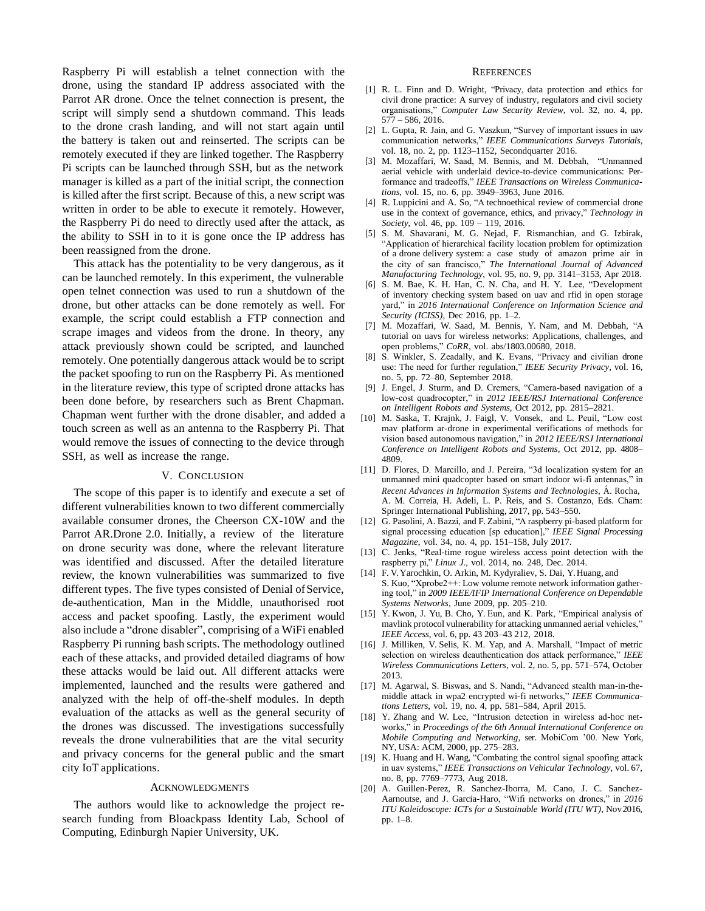Raspberry Pi will establish a telnet connection with the drone, using the standard IP address associated with the Parrot AR drone. Once the telnet connection is present, the script will simply send a shutdown command. This leads to the drone crash landing, and will not start again until the battery is taken out and reinserted. The scripts can be remotely executed if they are linked together. The Raspberry Pi scripts can be launched through SSH, but as the network manager is killed as a part of the initial script, the connection is killed after the first script. Because of this, a new script was written in order to be able to execute it remotely. However, the Raspberry Pi do need to directly used after the attack, as the ability to SSH in to it is gone once the IP address has been reassigned from the drone.

This attack has the potentiality to be very dangerous, as it can be launched remotely. In this experiment, the vulnerable open telnet connection was used to run a shutdown of the drone, but other attacks can be done remotely as well. For example, the script could establish a FTP connection and scrape images and videos from the drone. In theory, any attack previously shown could be scripted, and launched remotely. One potentially dangerous attack would be to script the packet spoofing to run on the Raspberry Pi. As mentioned in the literature review, this type of scripted drone attacks has been done before, by researchers such as Brent Chapman. Chapman went further with the drone disabler, and added a touch screen as well as an antenna to the Raspberry Pi. That would remove the issues of connecting to the device through SSH, as well as increase the range.

## V. Conclusion

The scope of this paper is to identify and execute a set of different vulnerabilities known to two different commercially available consumer drones, the Cheerson CX-10W and the Parrot AR.Drone 2.0. Initially, a review of the literature on drone security was done, where the relevant literature was identified and discussed. After the detailed literature review, the known vulnerabilities was summarized to five different types. The five types consisted of Denial of Service, de-authentication, Man in the Middle, unauthorised root access and packet spoofing. Lastly, the experiment would also include a "drone disabler", comprising of a WiFi enabled Raspberry Pi running bash scripts. The methodology outlined each of these attacks, and provided detailed diagrams of how these attacks would be laid out. All different attacks were implemented, launched and the results were gathered and analyzed with the help of off-the-shelf modules. In depth evaluation of the attacks as well as the general security of the drones was discussed. The investigations successfully reveals the drone vulnerabilities that are the vital security and privacy concerns for the general public and the smart city IoT applications.

## Acknowledgments

The authors would like to acknowledge the project research funding from Bloackpass Identity Lab, School of Computing, Edinburgh Napier University, UK.

## References

[1] R. L. Finn and D. Wright, "Privacy, data protection and ethics for civil drone practice: A survey of industry, regulators and civil society organisations," *Computer Law Security Review*, vol. 32, no. 4, pp. 577 – 586, 2016.

[2] L. Gupta, R. Jain, and G. Vaszkun, "Survey of important issues in uav communication networks," *IEEE Communications Surveys Tutorials*, vol. 18, no. 2, pp. 1123–1152, Secondquarter 2016.

[3] M. Mozaffari, W. Saad, M. Bennis, and M. Debbah, "Unmanned aerial vehicle with underlaid device-to-device communications: Performance and tradeoffs," *IEEE Transactions on Wireless Communications*, vol. 15, no. 6, pp. 3949–3963, June 2016.

[4] R. Luppicini and A. So, "A technoethical review of commercial drone use in the context of governance, ethics, and privacy," *Technology in Society*, vol. 46, pp. 109 – 119, 2016.

[5] S. M. Shavarani, M. G. Nejad, F. Rismanchian, and G. Izbirak, "Application of hierarchical facility location problem for optimization of a drone delivery system: a case study of amazon prime air in the city of san francisco," *The International Journal of Advanced Manufacturing Technology*, vol. 95, no. 9, pp. 3141–3153, Apr 2018.

[6] S. M. Bae, K. H. Han, C. N. Cha, and H. Y. Lee, "Development of inventory checking system based on uav and rfid in open storage yard," in *2016 International Conference on Information Science and Security (ICISS)*, Dec 2016, pp. 1–2.

[7] M. Mozaffari, W. Saad, M. Bennis, Y. Nam, and M. Debbah, "A tutorial on uavs for wireless networks: Applications, challenges, and open problems," *CoRR*, vol. abs/1803.00680, 2018.

[8] S. Winkler, S. Zeadally, and K. Evans, "Privacy and civilian drone use: The need for further regulation," *IEEE Security Privacy*, vol. 16, no. 5, pp. 72–80, September 2018.

[9] J. Engel, J. Sturm, and D. Cremers, "Camera-based navigation of a low-cost quadrocopter," in *2012 IEEE/RSJ International Conference on Intelligent Robots and Systems*, Oct 2012, pp. 2815–2821.

[10] M. Saska, T. Krajnk, J. Faigl, V. Vonsek, and L. Peuil, "Low cost mav platform ar-drone in experimental verifications of methods for vision based autonomous navigation," in *2012 IEEE/RSJ International Conference on Intelligent Robots and Systems*, Oct 2012, pp. 4808–4809.

[11] D. Flores, D. Marcillo, and J. Pereira, "3d localization system for an unmanned mini quadcopter based on smart indoor wi-fi antennas," in *Recent Advances in Information Systems and Technologies*, Á. Rocha, A. M. Correia, H. Adeli, L. P. Reis, and S. Costanzo, Eds. Cham: Springer International Publishing, 2017, pp. 543–550.

[12] G. Pasolini, A. Bazzi, and F. Zabini, "A raspberry pi-based platform for signal processing education [sp education]," *IEEE Signal Processing Magazine*, vol. 34, no. 4, pp. 151–158, July 2017.

[13] C. Jenks, "Real-time rogue wireless access point detection with the raspberry pi," *Linux J.*, vol. 2014, no. 248, Dec. 2014.

[14] F. V. Yarochkin, O. Arkin, M. Kydyraliev, S. Dai, Y. Huang, and S. Kuo, "Xprobe2++: Low volume remote network information gathering tool," in *2009 IEEE/IFIP International Conference on Dependable Systems Networks*, June 2009, pp. 205–210.

[15] Y. Kwon, J. Yu, B. Cho, Y. Eun, and K. Park, "Empirical analysis of mavlink protocol vulnerability for attacking unmanned aerial vehicles," *IEEE Access*, vol. 6, pp. 43 203–43 212, 2018.

[16] J. Milliken, V. Selis, K. M. Yap, and A. Marshall, "Impact of metric selection on wireless deauthentication dos attack performance," *IEEE Wireless Communications Letters*, vol. 2, no. 5, pp. 571–574, October 2013.

[17] M. Agarwal, S. Biswas, and S. Nandi, "Advanced stealth man-in-the-middle attack in wpa2 encrypted wi-fi networks," *IEEE Communications Letters*, vol. 19, no. 4, pp. 581–584, April 2015.

[18] Y. Zhang and W. Lee, "Intrusion detection in wireless ad-hoc networks," in *Proceedings of the 6th Annual International Conference on Mobile Computing and Networking*, ser. MobiCom '00. New York, NY, USA: ACM, 2000, pp. 275–283.

[19] K. Huang and H. Wang, "Combating the control signal spoofing attack in uav systems," *IEEE Transactions on Vehicular Technology*, vol. 67, no. 8, pp. 7769–7773, Aug 2018.

[20] A. Guillen-Perez, R. Sanchez-Iborra, M. Cano, J. C. Sanchez-Aarnoutse, and J. Garcia-Haro, "Wifi networks on drones," in *2016 ITU Kaleidoscope: ICTs for a Sustainable World (ITU WT)*, Nov 2016, pp. 1–8.